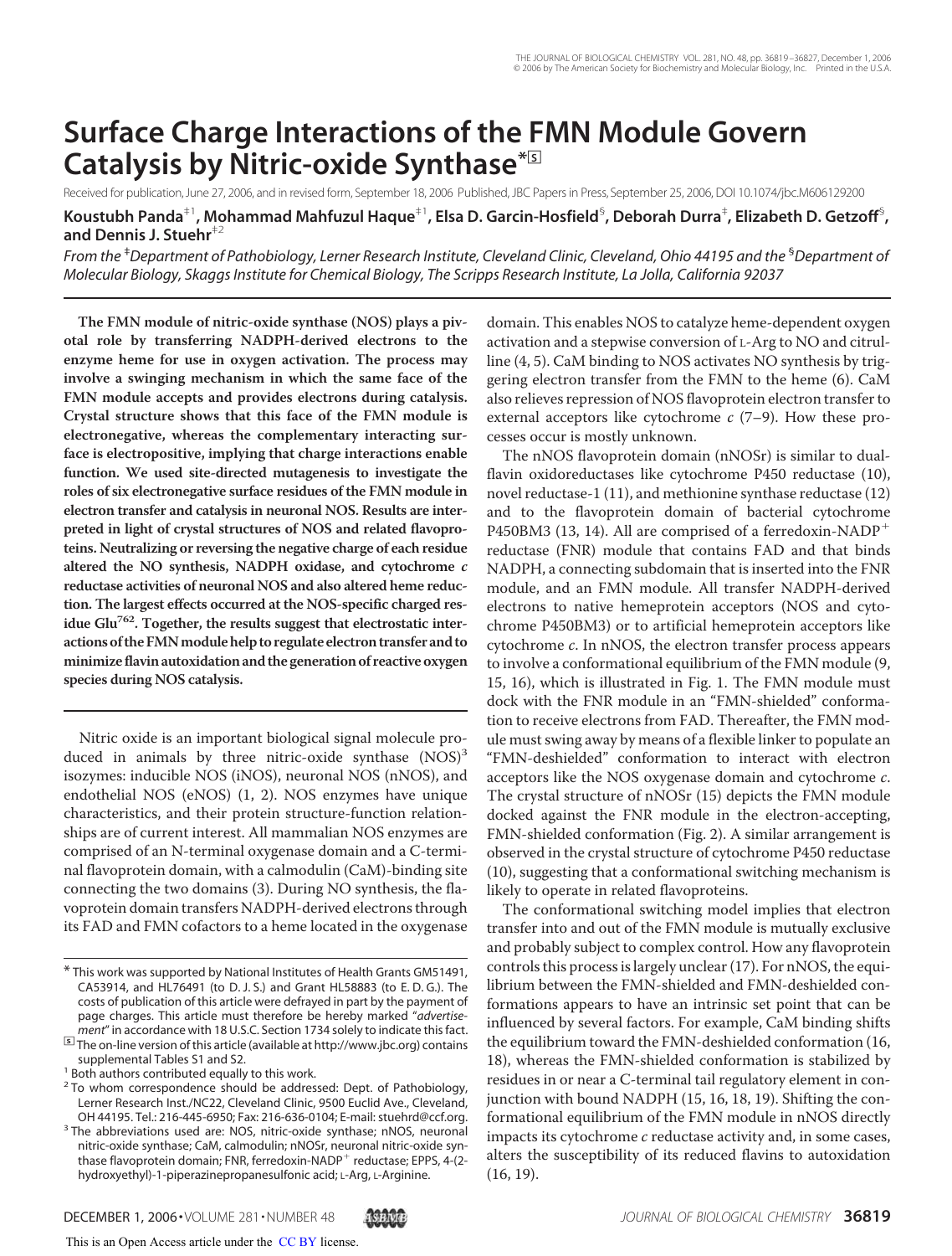# Surface Charge Interactions of the FMN Module Govern Catalysis by Nitric-oxide Synthase*

Received for publication, June 27, 2006, and in revised form, September 18, 2006 Published, JBC Papers in Press, September 25, 2006, DOI 10.1074/jbc.M606129200

**Koustubh Panda[‡1], Mohammad Mahfuzul Haque[‡1], Elsa D. Garcin-Hosfield[§], Deborah Durra[‡], Elizabeth D. Getzoff[§], and Dennis J. Stuehr[‡2]**

*From the [‡]Department of Pathobiology, Lerner Research Institute, Cleveland Clinic, Cleveland, Ohio 44195 and the [§]Department of Molecular Biology, Skaggs Institute for Chemical Biology, The Scripps Research Institute, La Jolla, California 92037*

**The FMN module of nitric-oxide synthase (NOS) plays a pivotal role by transferring NADPH-derived electrons to the enzyme heme for use in oxygen activation. The process may involve a swinging mechanism in which the same face of the FMN module accepts and provides electrons during catalysis. Crystal structure shows that this face of the FMN module is electronegative, whereas the complementary interacting surface is electropositive, implying that charge interactions enable function. We used site-directed mutagenesis to investigate the roles of six electronegative surface residues of the FMN module in electron transfer and catalysis in neuronal NOS. Results are interpreted in light of crystal structures of NOS and related flavoproteins. Neutralizing or reversing the negative charge of each residue altered the NO synthesis, NADPH oxidase, and cytochrome *c* reductase activities of neuronal NOS and also altered heme reduction. The largest effects occurred at the NOS-specific charged residue Glu[762]. Together, the results suggest that electrostatic interactions of the FMN module help to regulate electron transfer and to minimize flavin autoxidation and the generation of reactive oxygen species during NOS catalysis.**

Nitric oxide is an important biological signal molecule produced in animals by three nitric-oxide synthase (NOS)[3] isozymes: inducible NOS (iNOS), neuronal NOS (nNOS), and endothelial NOS (eNOS) (1, 2). NOS enzymes have unique characteristics, and their protein structure-function relationships are of current interest. All mammalian NOS enzymes are comprised of an N-terminal oxygenase domain and a C-terminal flavoprotein domain, with a calmodulin (CaM)-binding site connecting the two domains (3). During NO synthesis, the flavoprotein domain transfers NADPH-derived electrons through its FAD and FMN cofactors to a heme located in the oxygenase domain. This enables NOS to catalyze heme-dependent oxygen activation and a stepwise conversion of L-Arg to NO and citrulline (4, 5). CaM binding to NOS activates NO synthesis by triggering electron transfer from the FMN to the heme (6). CaM also relieves repression of NOS flavoprotein electron transfer to external acceptors like cytochrome *c* (7–9). How these processes occur is mostly unknown.

The nNOS flavoprotein domain (nNOSr) is similar to dual-flavin oxidoreductases like cytochrome P450 reductase (10), novel reductase-1 (11), and methionine synthase reductase (12) and to the flavoprotein domain of bacterial cytochrome P450BM3 (13, 14). All are comprised of a ferredoxin-NADP$^+$ reductase (FNR) module that contains FAD and that binds NADPH, a connecting subdomain that is inserted into the FNR module, and an FMN module. All transfer NADPH-derived electrons to native hemeprotein acceptors (NOS and cytochrome P450BM3) or to artificial hemeprotein acceptors like cytochrome *c*. In nNOS, the electron transfer process appears to involve a conformational equilibrium of the FMN module (9, 15, 16), which is illustrated in Fig. 1. The FMN module must dock with the FNR module in an "FMN-shielded" conformation to receive electrons from FAD. Thereafter, the FMN module must swing away by means of a flexible linker to populate an "FMN-deshielded" conformation to interact with electron acceptors like the NOS oxygenase domain and cytochrome *c*. The crystal structure of nNOSr (15) depicts the FMN module docked against the FNR module in the electron-accepting, FMN-shielded conformation (Fig. 2). A similar arrangement is observed in the crystal structure of cytochrome P450 reductase (10), suggesting that a conformational switching mechanism is likely to operate in related flavoproteins.

The conformational switching model implies that electron transfer into and out of the FMN module is mutually exclusive and probably subject to complex control. How any flavoprotein controls this process is largely unclear (17). For nNOS, the equilibrium between the FMN-shielded and FMN-deshielded conformations appears to have an intrinsic set point that can be influenced by several factors. For example, CaM binding shifts the equilibrium toward the FMN-deshielded conformation (16, 18), whereas the FMN-shielded conformation is stabilized by residues in or near a C-terminal tail regulatory element in conjunction with bound NADPH (15, 16, 18, 19). Shifting the conformational equilibrium of the FMN module in nNOS directly impacts its cytochrome *c* reductase activity and, in some cases, alters the susceptibility of its reduced flavins to autoxidation (16, 19).

---

\* This work was supported by National Institutes of Health Grants GM51491, CA53914, and HL76491 (to D. J. S.) and Grant HL58883 (to E. D. G.). The costs of publication of this article were defrayed in part by the payment of page charges. This article must therefore be hereby marked "*advertisement*" in accordance with 18 U.S.C. Section 1734 solely to indicate this fact.

The on-line version of this article (available at http://www.jbc.org) contains supplemental Tables S1 and S2.

[1] Both authors contributed equally to this work.

[2] To whom correspondence should be addressed: Dept. of Pathobiology, Lerner Research Inst./NC22, Cleveland Clinic, 9500 Euclid Ave., Cleveland, OH 44195. Tel.: 216-445-6950; Fax: 216-636-0104; E-mail: stuehrd@ccf.org.

[3] The abbreviations used are: NOS, nitric-oxide synthase; nNOS, neuronal nitric-oxide synthase; CaM, calmodulin; nNOSr, neuronal nitric-oxide synthase flavoprotein domain; FNR, ferredoxin-NADP$^+$ reductase; EPPS, 4-(2-hydroxyethyl)-1-piperazinepropanesulfonic acid; L-Arg, L-Arginine.

This is an Open Access article under the CC BY license.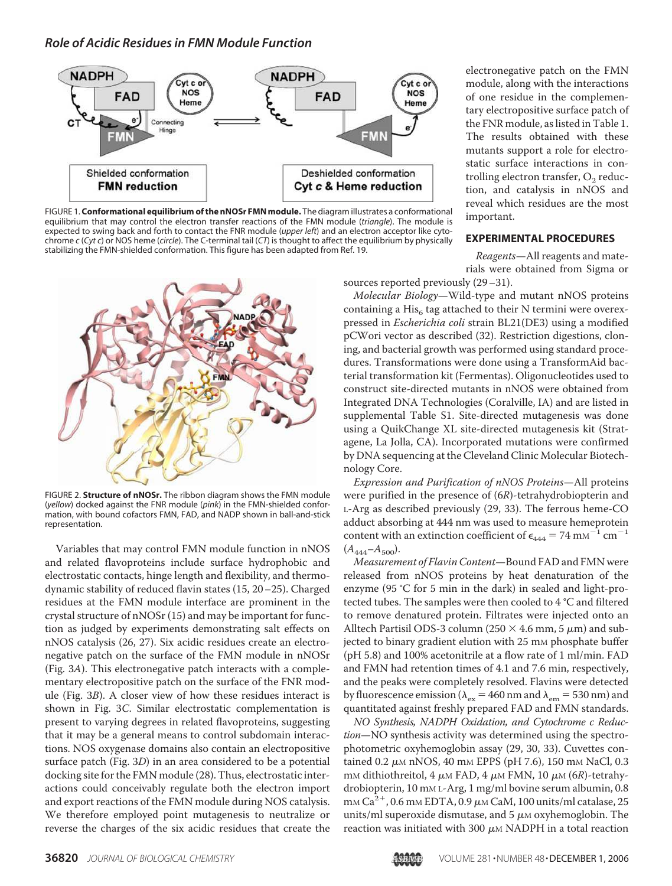FIGURE 1. **Conformational equilibrium of the nNOSr FMN module.** The diagram illustrates a conformational equilibrium that may control the electron transfer reactions of the FMN module (*triangle*). The module is expected to swing back and forth to contact the FNR module (*upper left*) and an electron acceptor like cytochrome *c* (*Cyt c*) or NOS heme (*circle*). The C-terminal tail (*CT*) is thought to affect the equilibrium by physically stabilizing the FMN-shielded conformation. This figure has been adapted from Ref. 19.

FIGURE 2. **Structure of nNOSr.** The ribbon diagram shows the FMN module (*yellow*) docked against the FNR module (*pink*) in the FMN-shielded conformation, with bound cofactors FMN, FAD, and NADP shown in ball-and-stick representation.

Variables that may control FMN module function in nNOS and related flavoproteins include surface hydrophobic and electrostatic contacts, hinge length and flexibility, and thermodynamic stability of reduced flavin states (15, 20–25). Charged residues at the FMN module interface are prominent in the crystal structure of nNOSr (15) and may be important for function as judged by experiments demonstrating salt effects on nNOS catalysis (26, 27). Six acidic residues create an electronegative patch on the surface of the FMN module in nNOSr (Fig. 3*A*). This electronegative patch interacts with a complementary electropositive patch on the surface of the FNR module (Fig. 3*B*). A closer view of how these residues interact is shown in Fig. 3*C*. Similar electrostatic complementation is present to varying degrees in related flavoproteins, suggesting that it may be a general means to control subdomain interactions. NOS oxygenase domains also contain an electropositive surface patch (Fig. 3*D*) in an area considered to be a potential docking site for the FMN module (28). Thus, electrostatic interactions could conceivably regulate both the electron import and export reactions of the FMN module during NOS catalysis. We therefore employed point mutagenesis to neutralize or reverse the charges of the six acidic residues that create the electronegative patch on the FMN module, along with the interactions of one residue in the complementary electropositive surface patch of the FNR module, as listed in Table 1. The results obtained with these mutants support a role for electrostatic surface interactions in controlling electron transfer, $O_2$ reduction, and catalysis in nNOS and reveal which residues are the most important.

## EXPERIMENTAL PROCEDURES

*Reagents*—All reagents and materials were obtained from Sigma or sources reported previously (29–31).

*Molecular Biology*—Wild-type and mutant nNOS proteins containing a $His_6$ tag attached to their N termini were overexpressed in *Escherichia coli* strain BL21(DE3) using a modified pCWori vector as described (32). Restriction digestions, cloning, and bacterial growth was performed using standard procedures. Transformations were done using a TransformAid bacterial transformation kit (Fermentas). Oligonucleotides used to construct site-directed mutants in nNOS were obtained from Integrated DNA Technologies (Coralville, IA) and are listed in supplemental Table S1. Site-directed mutagenesis was done using a QuikChange XL site-directed mutagenesis kit (Stratagene, La Jolla, CA). Incorporated mutations were confirmed by DNA sequencing at the Cleveland Clinic Molecular Biotechnology Core.

*Expression and Purification of nNOS Proteins*—All proteins were purified in the presence of (6*R*)-tetrahydrobiopterin and L-Arg as described previously (29, 33). The ferrous heme-CO adduct absorbing at 444 nm was used to measure hemeprotein content with an extinction coefficient of $\epsilon_{444} = 74\ \text{mM}^{-1}\ \text{cm}^{-1}$ ($A_{444}$–$A_{500}$).

*Measurement of Flavin Content*—Bound FAD and FMN were released from nNOS proteins by heat denaturation of the enzyme (95 °C for 5 min in the dark) in sealed and light-protected tubes. The samples were then cooled to 4 °C and filtered to remove denatured protein. Filtrates were injected onto an Alltech Partisil ODS-3 column (250 × 4.6 mm, 5 μm) and subjected to binary gradient elution with 25 mM phosphate buffer (pH 5.8) and 100% acetonitrile at a flow rate of 1 ml/min. FAD and FMN had retention times of 4.1 and 7.6 min, respectively, and the peaks were completely resolved. Flavins were detected by fluorescence emission ($\lambda_{ex} = 460$ nm and $\lambda_{em} = 530$ nm) and quantitated against freshly prepared FAD and FMN standards.

*NO Synthesis, NADPH Oxidation, and Cytochrome c Reduction*—NO synthesis activity was determined using the spectrophotometric oxyhemoglobin assay (29, 30, 33). Cuvettes contained 0.2 μM nNOS, 40 mM EPPS (pH 7.6), 150 mM NaCl, 0.3 mM dithiothreitol, 4 μM FAD, 4 μM FMN, 10 μM (6*R*)-tetrahydrobiopterin, 10 mM L-Arg, 1 mg/ml bovine serum albumin, 0.8 mM $Ca^{2+}$, 0.6 mM EDTA, 0.9 μM CaM, 100 units/ml catalase, 25 units/ml superoxide dismutase, and 5 μM oxyhemoglobin. The reaction was initiated with 300 μM NADPH in a total reaction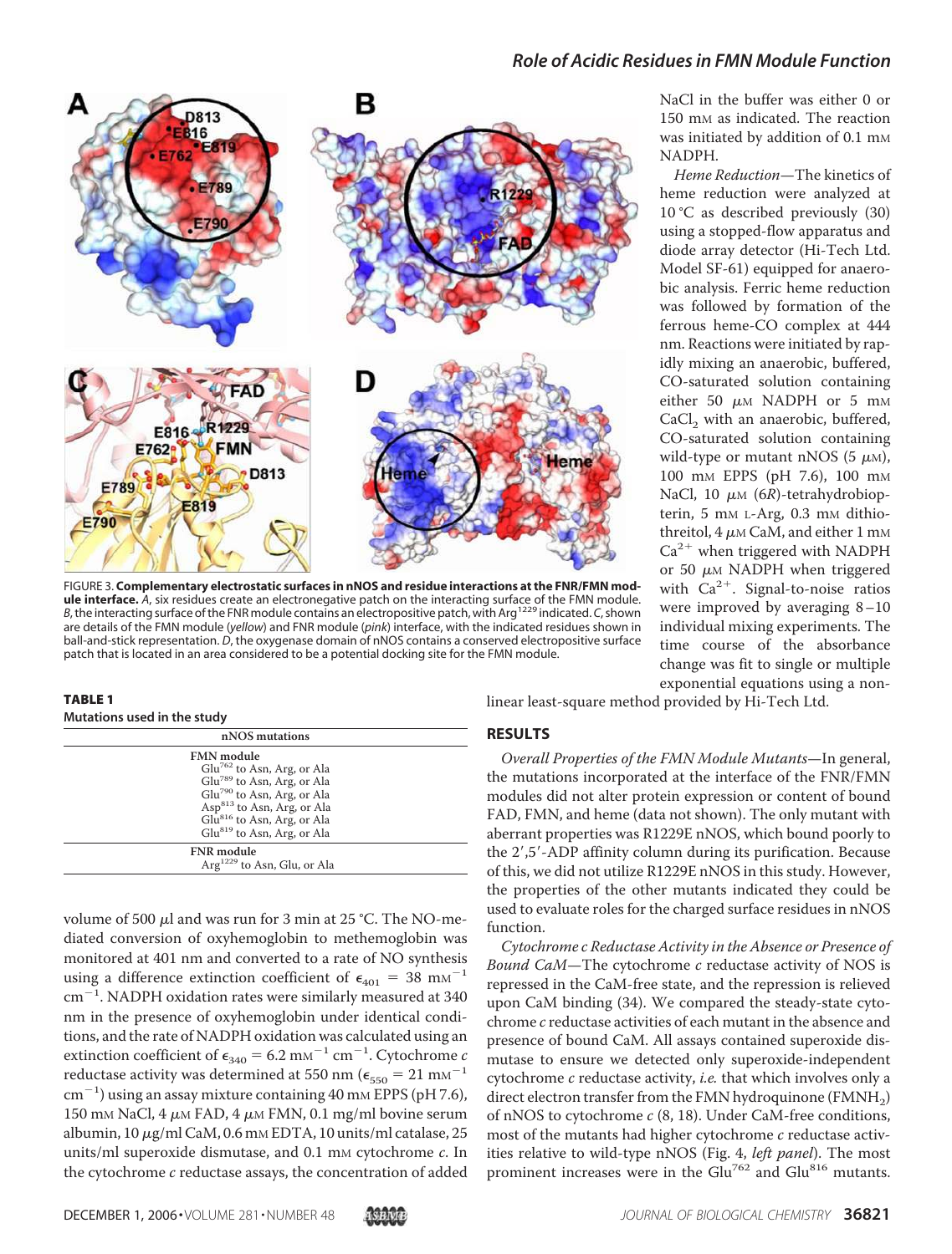FIGURE 3. **Complementary electrostatic surfaces in nNOS and residue interactions at the FNR/FMN module interface.** *A*, six residues create an electronegative patch on the interacting surface of the FMN module. *B*, the interacting surface of the FNR module contains an electropositive patch, with Arg[1229] indicated. *C*, shown are details of the FMN module (*yellow*) and FNR module (*pink*) interface, with the indicated residues shown in ball-and-stick representation. *D*, the oxygenase domain of nNOS contains a conserved electropositive surface patch that is located in an area considered to be a potential docking site for the FMN module.

**TABLE 1**
**Mutations used in the study**

| nNOS mutations |
|---|
| **FMN module** |
| Glu[762] to Asn, Arg, or Ala |
| Glu[789] to Asn, Arg, or Ala |
| Glu[790] to Asn, Arg, or Ala |
| Asp[813] to Asn, Arg, or Ala |
| Glu[816] to Asn, Arg, or Ala |
| Glu[819] to Asn, Arg, or Ala |
| **FNR module** |
| Arg[1229] to Asn, Glu, or Ala |

volume of 500 μl and was run for 3 min at 25 °C. The NO-mediated conversion of oxyhemoglobin to methemoglobin was monitored at 401 nm and converted to a rate of NO synthesis using a difference extinction coefficient of $\epsilon_{401} = 38$ mM$^{-1}$ cm$^{-1}$. NADPH oxidation rates were similarly measured at 340 nm in the presence of oxyhemoglobin under identical conditions, and the rate of NADPH oxidation was calculated using an extinction coefficient of $\epsilon_{340} = 6.2$ mM$^{-1}$ cm$^{-1}$. Cytochrome *c* reductase activity was determined at 550 nm ($\epsilon_{550} = 21$ mM$^{-1}$ cm$^{-1}$) using an assay mixture containing 40 mM EPPS (pH 7.6), 150 mM NaCl, 4 μM FAD, 4 μM FMN, 0.1 mg/ml bovine serum albumin, 10 μg/ml CaM, 0.6 mM EDTA, 10 units/ml catalase, 25 units/ml superoxide dismutase, and 0.1 mM cytochrome *c*. In the cytochrome *c* reductase assays, the concentration of added NaCl in the buffer was either 0 or 150 mM as indicated. The reaction was initiated by addition of 0.1 mM NADPH.

*Heme Reduction*—The kinetics of heme reduction were analyzed at 10 °C as described previously (30) using a stopped-flow apparatus and diode array detector (Hi-Tech Ltd. Model SF-61) equipped for anaerobic analysis. Ferric heme reduction was followed by formation of the ferrous heme-CO complex at 444 nm. Reactions were initiated by rapidly mixing an anaerobic, buffered, CO-saturated solution containing either 50 μM NADPH or 5 mM $CaCl_2$ with an anaerobic, buffered, CO-saturated solution containing wild-type or mutant nNOS (5 μM), 100 mM EPPS (pH 7.6), 100 mM NaCl, 10 μM (6*R*)-tetrahydrobiopterin, 5 mM L-Arg, 0.3 mM dithiothreitol, 4 μM CaM, and either 1 mM $Ca^{2+}$ when triggered with NADPH or 50 μM NADPH when triggered with $Ca^{2+}$. Signal-to-noise ratios were improved by averaging 8–10 individual mixing experiments. The time course of the absorbance change was fit to single or multiple exponential equations using a nonlinear least-square method provided by Hi-Tech Ltd.

## RESULTS

*Overall Properties of the FMN Module Mutants*—In general, the mutations incorporated at the interface of the FNR/FMN modules did not alter protein expression or content of bound FAD, FMN, and heme (data not shown). The only mutant with aberrant properties was R1229E nNOS, which bound poorly to the 2′,5′-ADP affinity column during its purification. Because of this, we did not utilize R1229E nNOS in this study. However, the properties of the other mutants indicated they could be used to evaluate roles for the charged surface residues in nNOS function.

*Cytochrome c Reductase Activity in the Absence or Presence of Bound CaM*—The cytochrome *c* reductase activity of NOS is repressed in the CaM-free state, and the repression is relieved upon CaM binding (34). We compared the steady-state cytochrome *c* reductase activities of each mutant in the absence and presence of bound CaM. All assays contained superoxide dismutase to ensure we detected only superoxide-independent cytochrome *c* reductase activity, *i.e.* that which involves only a direct electron transfer from the FMN hydroquinone ($FMNH_2$) of nNOS to cytochrome *c* (8, 18). Under CaM-free conditions, most of the mutants had higher cytochrome *c* reductase activities relative to wild-type nNOS (Fig. 4, *left panel*). The most prominent increases were in the Glu[762] and Glu[816] mutants.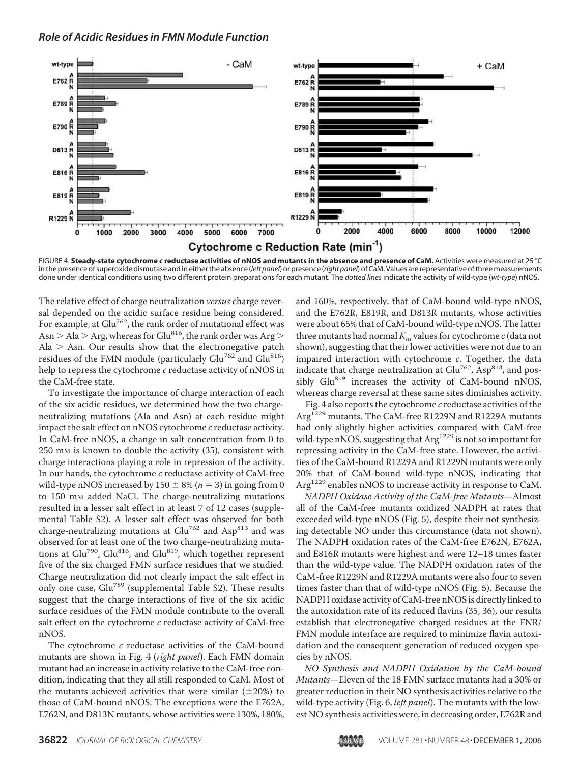FIGURE 4. **Steady-state cytochrome *c* reductase activities of nNOS and mutants in the absence and presence of CaM.** Activities were measured at 25 °C in the presence of superoxide dismutase and in either the absence (*left panel*) or presence (*right panel*) of CaM. Values are representative of three measurements done under identical conditions using two different protein preparations for each mutant. The *dotted lines* indicate the activity of wild-type (*wt-type*) nNOS.

The relative effect of charge neutralization *versus* charge reversal depended on the acidic surface residue being considered. For example, at Glu[762], the rank order of mutational effect was Asn > Ala > Arg, whereas for Glu[816], the rank order was Arg > Ala > Asn. Our results show that the electronegative patch residues of the FMN module (particularly Glu[762] and Glu[816]) help to repress the cytochrome *c* reductase activity of nNOS in the CaM-free state.

To investigate the importance of charge interaction of each of the six acidic residues, we determined how the two charge-neutralizing mutations (Ala and Asn) at each residue might impact the salt effect on nNOS cytochrome *c* reductase activity. In CaM-free nNOS, a change in salt concentration from 0 to 250 mM is known to double the activity (35), consistent with charge interactions playing a role in repression of the activity. In our hands, the cytochrome *c* reductase activity of CaM-free wild-type nNOS increased by 150 ± 8% ($n = 3$) in going from 0 to 150 mM added NaCl. The charge-neutralizing mutations resulted in a lesser salt effect in at least 7 of 12 cases (supplemental Table S2). A lesser salt effect was observed for both charge-neutralizing mutations at Glu[762] and Asp[813] and was observed for at least one of the two charge-neutralizing mutations at Glu[790], Glu[816], and Glu[819], which together represent five of the six charged FMN surface residues that we studied. Charge neutralization did not clearly impact the salt effect in only one case, Glu[789] (supplemental Table S2). These results suggest that the charge interactions of five of the six acidic surface residues of the FMN module contribute to the overall salt effect on the cytochrome *c* reductase activity of CaM-free nNOS.

The cytochrome *c* reductase activities of the CaM-bound mutants are shown in Fig. 4 (*right panel*). Each FMN domain mutant had an increase in activity relative to the CaM-free condition, indicating that they all still responded to CaM. Most of the mutants achieved activities that were similar (±20%) to those of CaM-bound nNOS. The exceptions were the E762A, E762N, and D813N mutants, whose activities were 130%, 180%, and 160%, respectively, that of CaM-bound wild-type nNOS, and the E762R, E819R, and D813R mutants, whose activities were about 65% that of CaM-bound wild-type nNOS. The latter three mutants had normal $K_m$ values for cytochrome *c* (data not shown), suggesting that their lower activities were not due to an impaired interaction with cytochrome *c*. Together, the data indicate that charge neutralization at Glu[762], Asp[813], and possibly Glu[819] increases the activity of CaM-bound nNOS, whereas charge reversal at these same sites diminishes activity.

Fig. 4 also reports the cytochrome *c* reductase activities of the Arg[1229] mutants. The CaM-free R1229N and R1229A mutants had only slightly higher activities compared with CaM-free wild-type nNOS, suggesting that Arg[1229] is not so important for repressing activity in the CaM-free state. However, the activities of the CaM-bound R1229A and R1229N mutants were only 20% that of CaM-bound wild-type nNOS, indicating that Arg[1229] enables nNOS to increase activity in response to CaM.

*NADPH Oxidase Activity of the CaM-free Mutants*—Almost all of the CaM-free mutants oxidized NADPH at rates that exceeded wild-type nNOS (Fig. 5), despite their not synthesizing detectable NO under this circumstance (data not shown). The NADPH oxidation rates of the CaM-free E762N, E762A, and E816R mutants were highest and were 12–18 times faster than the wild-type value. The NADPH oxidation rates of the CaM-free R1229N and R1229A mutants were also four to seven times faster than that of wild-type nNOS (Fig. 5). Because the NADPH oxidase activity of CaM-free nNOS is directly linked to the autoxidation rate of its reduced flavins (35, 36), our results establish that electronegative charged residues at the FNR/FMN module interface are required to minimize flavin autoxidation and the consequent generation of reduced oxygen species by nNOS.

*NO Synthesis and NADPH Oxidation by the CaM-bound Mutants*—Eleven of the 18 FMN surface mutants had a 30% or greater reduction in their NO synthesis activities relative to the wild-type activity (Fig. 6, *left panel*). The mutants with the lowest NO synthesis activities were, in decreasing order, E762R and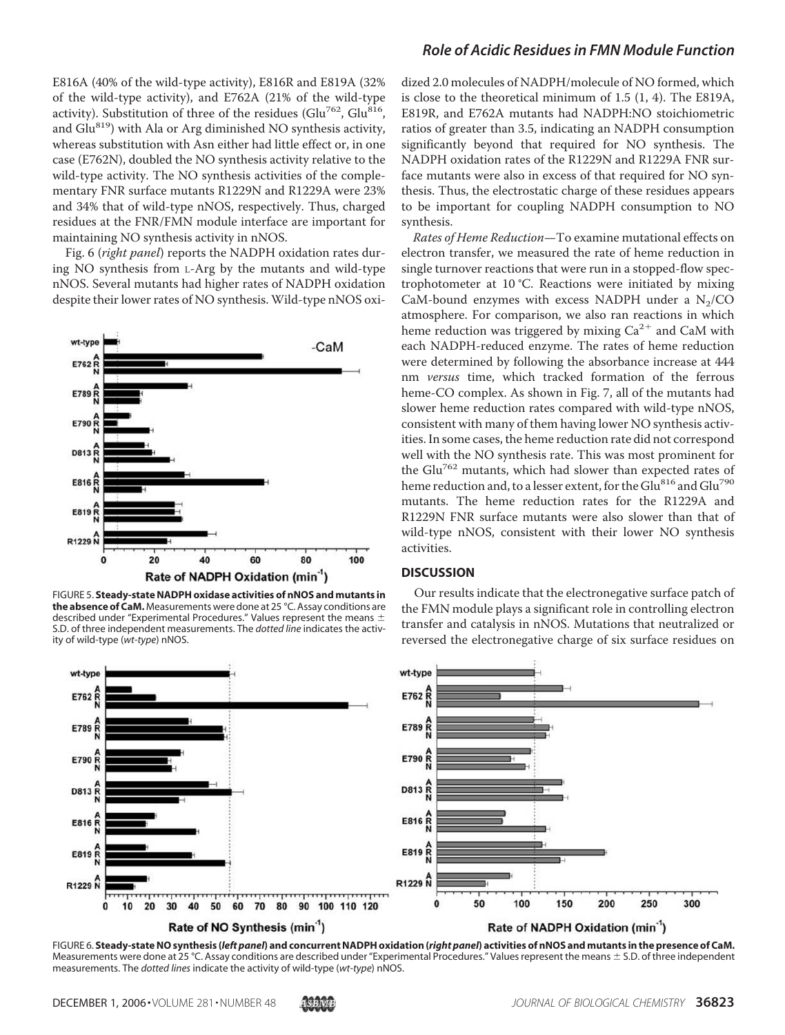E816A (40% of the wild-type activity), E816R and E819A (32% of the wild-type activity), and E762A (21% of the wild-type activity). Substitution of three of the residues (Glu[762], Glu[816], and Glu[819]) with Ala or Arg diminished NO synthesis activity, whereas substitution with Asn either had little effect or, in one case (E762N), doubled the NO synthesis activity relative to the wild-type activity. The NO synthesis activities of the complementary FNR surface mutants R1229N and R1229A were 23% and 34% that of wild-type nNOS, respectively. Thus, charged residues at the FNR/FMN module interface are important for maintaining NO synthesis activity in nNOS.

Fig. 6 (*right panel*) reports the NADPH oxidation rates during NO synthesis from L-Arg by the mutants and wild-type nNOS. Several mutants had higher rates of NADPH oxidation despite their lower rates of NO synthesis. Wild-type nNOS oxidized 2.0 molecules of NADPH/molecule of NO formed, which is close to the theoretical minimum of 1.5 (1, 4). The E819A, E819R, and E762A mutants had NADPH:NO stoichiometric ratios of greater than 3.5, indicating an NADPH consumption significantly beyond that required for NO synthesis. The NADPH oxidation rates of the R1229N and R1229A FNR surface mutants were also in excess of that required for NO synthesis. Thus, the electrostatic charge of these residues appears to be important for coupling NADPH consumption to NO synthesis.

FIGURE 5. **Steady-state NADPH oxidase activities of nNOS and mutants in the absence of CaM.** Measurements were done at 25 °C. Assay conditions are described under "Experimental Procedures." Values represent the means ± S.D. of three independent measurements. The *dotted line* indicates the activity of wild-type (*wt-type*) nNOS.

*Rates of Heme Reduction*—To examine mutational effects on electron transfer, we measured the rate of heme reduction in single turnover reactions that were run in a stopped-flow spectrophotometer at 10 °C. Reactions were initiated by mixing CaM-bound enzymes with excess NADPH under a $N_2$/CO atmosphere. For comparison, we also ran reactions in which heme reduction was triggered by mixing $Ca^{2+}$ and CaM with each NADPH-reduced enzyme. The rates of heme reduction were determined by following the absorbance increase at 444 nm *versus* time, which tracked formation of the ferrous heme-CO complex. As shown in Fig. 7, all of the mutants had slower heme reduction rates compared with wild-type nNOS, consistent with many of them having lower NO synthesis activities. In some cases, the heme reduction rate did not correspond well with the NO synthesis rate. This was most prominent for the Glu[762] mutants, which had slower than expected rates of heme reduction and, to a lesser extent, for the Glu[816] and Glu[790] mutants. The heme reduction rates for the R1229A and R1229N FNR surface mutants were also slower than that of wild-type nNOS, consistent with their lower NO synthesis activities.

## DISCUSSION

Our results indicate that the electronegative surface patch of the FMN module plays a significant role in controlling electron transfer and catalysis in nNOS. Mutations that neutralized or reversed the electronegative charge of six surface residues on

FIGURE 6. **Steady-state NO synthesis (*left panel*) and concurrent NADPH oxidation (*right panel*) activities of nNOS and mutants in the presence of CaM.** Measurements were done at 25 °C. Assay conditions are described under "Experimental Procedures." Values represent the means ± S.D. of three independent measurements. The *dotted lines* indicate the activity of wild-type (*wt-type*) nNOS.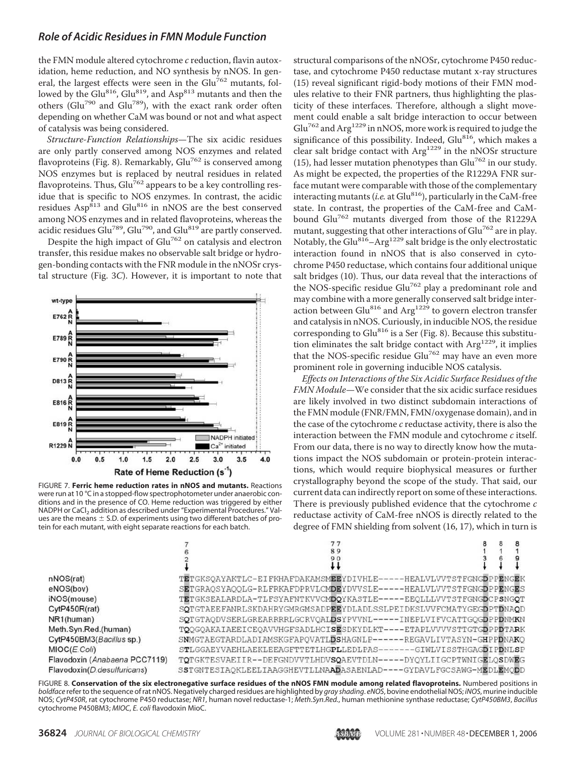the FMN module altered cytochrome *c* reduction, flavin autoxidation, heme reduction, and NO synthesis by nNOS. In general, the largest effects were seen in the $Glu^{762}$ mutants, followed by the $Glu^{816}$, $Glu^{819}$, and $Asp^{813}$ mutants and then the others ($Glu^{790}$ and $Glu^{789}$), with the exact rank order often depending on whether CaM was bound or not and what aspect of catalysis was being considered.

*Structure-Function Relationships*—The six acidic residues are only partly conserved among NOS enzymes and related flavoproteins (Fig. 8). Remarkably, $Glu^{762}$ is conserved among NOS enzymes but is replaced by neutral residues in related flavoproteins. Thus, $Glu^{762}$ appears to be a key controlling residue that is specific to NOS enzymes. In contrast, the acidic residues $Asp^{813}$ and $Glu^{816}$ in nNOS are the best conserved among NOS enzymes and in related flavoproteins, whereas the acidic residues $Glu^{789}$, $Glu^{790}$, and $Glu^{819}$ are partly conserved.

Despite the high impact of $Glu^{762}$ on catalysis and electron transfer, this residue makes no observable salt bridge or hydrogen-bonding contacts with the FNR module in the nNOSr crystal structure (Fig. 3*C*). However, it is important to note that

FIGURE 7. **Ferric heme reduction rates in nNOS and mutants.** Reactions were run at 10 °C in a stopped-flow spectrophotometer under anaerobic conditions and in the presence of CO. Heme reduction was triggered by either NADPH or $CaCl_2$ addition as described under "Experimental Procedures." Values are the means ± S.D. of experiments using two different batches of protein for each mutant, with eight separate reactions for each batch.

structural comparisons of the nNOSr, cytochrome P450 reductase, and cytochrome P450 reductase mutant x-ray structures (15) reveal significant rigid-body motions of their FMN modules relative to their FNR partners, thus highlighting the plasticity of these interfaces. Therefore, although a slight movement could enable a salt bridge interaction to occur between $Glu^{762}$ and $Arg^{1229}$ in nNOS, more work is required to judge the significance of this possibility. Indeed, $Glu^{816}$, which makes a clear salt bridge contact with $Arg^{1229}$ in the nNOSr structure (15), had lesser mutation phenotypes than $Glu^{762}$ in our study. As might be expected, the properties of the R1229A FNR surface mutant were comparable with those of the complementary interacting mutants (*i.e.* at $Glu^{816}$), particularly in the CaM-free state. In contrast, the properties of the CaM-free and CaM-bound $Glu^{762}$ mutants diverged from those of the R1229A mutant, suggesting that other interactions of $Glu^{762}$ are in play. Notably, the $Glu^{816}$–$Arg^{1229}$ salt bridge is the only electrostatic interaction found in nNOS that is also conserved in cytochrome P450 reductase, which contains four additional unique salt bridges (10). Thus, our data reveal that the interactions of the NOS-specific residue $Glu^{762}$ play a predominant role and may combine with a more generally conserved salt bridge interaction between $Glu^{816}$ and $Arg^{1229}$ to govern electron transfer and catalysis in nNOS. Curiously, in inducible NOS, the residue corresponding to $Glu^{816}$ is a Ser (Fig. 8). Because this substitution eliminates the salt bridge contact with $Arg^{1229}$, it implies that the NOS-specific residue $Glu^{762}$ may have an even more prominent role in governing inducible NOS catalysis.

*Effects on Interactions of the Six Acidic Surface Residues of the FMN Module*—We consider that the six acidic surface residues are likely involved in two distinct subdomain interactions of the FMN module (FNR/FMN, FMN/oxygenase domain), and in the case of the cytochrome *c* reductase activity, there is also the interaction between the FMN module and cytochrome *c* itself. From our data, there is no way to directly know how the mutations impact the NOS subdomain or protein-protein interactions, which would require biophysical measures or further crystallography beyond the scope of the study. That said, our current data can indirectly report on some of these interactions. There is previously published evidence that the cytochrome *c* reductase activity of CaM-free nNOS is directly related to the degree of FMN shielding from solvent (16, 17), which in turn is

```
                              762                              789 790                                                813 816 819
nNOS(rat)                     TETGKSQAYAKTLC-EIFKHAFDAKAMSMEEYDIVHLE-----HEALVLVVTSTFGNGDPPENGEK
eNOS(bov)                     SETGRAQSYAQQLG-RLFRKAFDPRVLCMDEYDVVSLE-----HEALVLVVTSTFGNGDPPENGES
iNOS(mouse)                   TETGKSEALARDLA-TLFSYAFNTKVVCMDQYKASTLE-----EEQLLLVVTSTFGNGDCPSNGQT
CytP450R(rat)                 SQTGTAEEFANRLSKDAHRYGMRGMSADPEEYDLADLSSLPEIDKSLVVFCMATYGEGDPTDNAQD
NR1(human)                    SQTGTAQDVSERLGREARRRRLGCRVQALDSYPVVNL-----INEPLVIFVCATTGQGDPPDNMKN
Meth.Syn.Red.(human)          TQQGQAKAIAEEICEQAVVHGFSADLHCISESDKYDLKT----ETAPLVVVVSTTGTGDPPDTARK
CytP450BM3(Bacillus sp.)      SNMGTAEGTARDLADIAMSKGFAPQVATLDSHAGNLP------REGAVLIVTASYN-GHPPDNAKQ
MIOC(E.Coli)                  STLGGAEYVAEHLAEKLEEAGFTTETLHGPLLEDLPAS-------GIWLVISSTHGAGDIPDNLSP
Flavodoxin (Anabaena PCC7119) TQTGKTESVAEIIR--DEFGNDVVTLHDVSQAEVTDLN-----DYQYLIIGCPTWNIGELQSDWEG
Flavodoxin(D.desulfuricans)   SSTGNTESIAQKLEELIAAGGHEVTLLNAADASAENLAD----GYDAVLFGCSAWG-MEDLEMQDD
```

FIGURE 8. **Conservation of the six electronegative surface residues of the nNOS FMN module among related flavoproteins.** Numbered positions in *boldface* refer to the sequence of rat nNOS. Negatively charged residues are highlighted by *gray shading*. *eNOS*, bovine endothelial NOS; *iNOS*, murine inducible NOS; *CytP450R*, rat cytochrome P450 reductase; *NR1*, human novel reductase-1; *Meth.Syn.Red.*, human methionine synthase reductase; *CytP450BM3*, *Bacillus* cytochrome P450BM3; *MIOC*, *E. coli* flavodoxin MioC.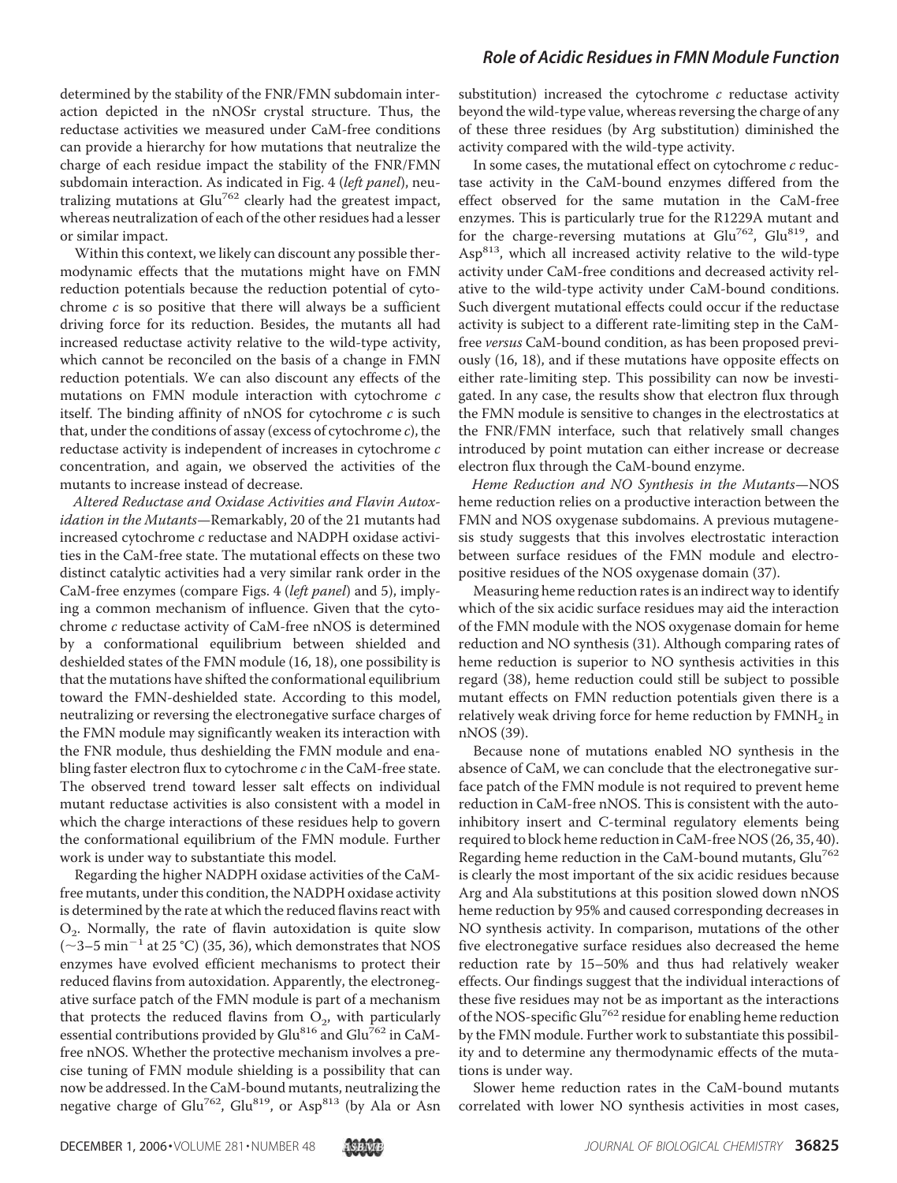determined by the stability of the FNR/FMN subdomain interaction depicted in the nNOSr crystal structure. Thus, the reductase activities we measured under CaM-free conditions can provide a hierarchy for how mutations that neutralize the charge of each residue impact the stability of the FNR/FMN subdomain interaction. As indicated in Fig. 4 (*left panel*), neutralizing mutations at Glu[762] clearly had the greatest impact, whereas neutralization of each of the other residues had a lesser or similar impact.

Within this context, we likely can discount any possible thermodynamic effects that the mutations might have on FMN reduction potentials because the reduction potential of cytochrome *c* is so positive that there will always be a sufficient driving force for its reduction. Besides, the mutants all had increased reductase activity relative to the wild-type activity, which cannot be reconciled on the basis of a change in FMN reduction potentials. We can also discount any effects of the mutations on FMN module interaction with cytochrome *c* itself. The binding affinity of nNOS for cytochrome *c* is such that, under the conditions of assay (excess of cytochrome *c*), the reductase activity is independent of increases in cytochrome *c* concentration, and again, we observed the activities of the mutants to increase instead of decrease.

*Altered Reductase and Oxidase Activities and Flavin Autoxidation in the Mutants*—Remarkably, 20 of the 21 mutants had increased cytochrome *c* reductase and NADPH oxidase activities in the CaM-free state. The mutational effects on these two distinct catalytic activities had a very similar rank order in the CaM-free enzymes (compare Figs. 4 (*left panel*) and 5), implying a common mechanism of influence. Given that the cytochrome *c* reductase activity of CaM-free nNOS is determined by a conformational equilibrium between shielded and deshielded states of the FMN module (16, 18), one possibility is that the mutations have shifted the conformational equilibrium toward the FMN-deshielded state. According to this model, neutralizing or reversing the electronegative surface charges of the FMN module may significantly weaken its interaction with the FNR module, thus deshielding the FMN module and enabling faster electron flux to cytochrome *c* in the CaM-free state. The observed trend toward lesser salt effects on individual mutant reductase activities is also consistent with a model in which the charge interactions of these residues help to govern the conformational equilibrium of the FMN module. Further work is under way to substantiate this model.

Regarding the higher NADPH oxidase activities of the CaM-free mutants, under this condition, the NADPH oxidase activity is determined by the rate at which the reduced flavins react with $O_2$. Normally, the rate of flavin autoxidation is quite slow (~3–5 $min^{-1}$ at 25 °C) (35, 36), which demonstrates that NOS enzymes have evolved efficient mechanisms to protect their reduced flavins from autoxidation. Apparently, the electronegative surface patch of the FMN module is part of a mechanism that protects the reduced flavins from $O_2$, with particularly essential contributions provided by Glu[816] and Glu[762] in CaM-free nNOS. Whether the protective mechanism involves a precise tuning of FMN module shielding is a possibility that can now be addressed. In the CaM-bound mutants, neutralizing the negative charge of Glu[762], Glu[819], or Asp[813] (by Ala or Asn substitution) increased the cytochrome *c* reductase activity beyond the wild-type value, whereas reversing the charge of any of these three residues (by Arg substitution) diminished the activity compared with the wild-type activity.

In some cases, the mutational effect on cytochrome *c* reductase activity in the CaM-bound enzymes differed from the effect observed for the same mutation in the CaM-free enzymes. This is particularly true for the R1229A mutant and for the charge-reversing mutations at Glu[762], Glu[819], and Asp[813], which all increased activity relative to the wild-type activity under CaM-free conditions and decreased activity relative to the wild-type activity under CaM-bound conditions. Such divergent mutational effects could occur if the reductase activity is subject to a different rate-limiting step in the CaM-free *versus* CaM-bound condition, as has been proposed previously (16, 18), and if these mutations have opposite effects on either rate-limiting step. This possibility can now be investigated. In any case, the results show that electron flux through the FMN module is sensitive to changes in the electrostatics at the FNR/FMN interface, such that relatively small changes introduced by point mutation can either increase or decrease electron flux through the CaM-bound enzyme.

*Heme Reduction and NO Synthesis in the Mutants*—NOS heme reduction relies on a productive interaction between the FMN and NOS oxygenase subdomains. A previous mutagenesis study suggests that this involves electrostatic interaction between surface residues of the FMN module and electropositive residues of the NOS oxygenase domain (37).

Measuring heme reduction rates is an indirect way to identify which of the six acidic surface residues may aid the interaction of the FMN module with the NOS oxygenase domain for heme reduction and NO synthesis (31). Although comparing rates of heme reduction is superior to NO synthesis activities in this regard (38), heme reduction could still be subject to possible mutant effects on FMN reduction potentials given there is a relatively weak driving force for heme reduction by $FMNH_2$ in nNOS (39).

Because none of mutations enabled NO synthesis in the absence of CaM, we can conclude that the electronegative surface patch of the FMN module is not required to prevent heme reduction in CaM-free nNOS. This is consistent with the autoinhibitory insert and C-terminal regulatory elements being required to block heme reduction in CaM-free NOS (26, 35, 40). Regarding heme reduction in the CaM-bound mutants, Glu[762] is clearly the most important of the six acidic residues because Arg and Ala substitutions at this position slowed down nNOS heme reduction by 95% and caused corresponding decreases in NO synthesis activity. In comparison, mutations of the other five electronegative surface residues also decreased the heme reduction rate by 15–50% and thus had relatively weaker effects. Our findings suggest that the individual interactions of these five residues may not be as important as the interactions of the NOS-specific Glu[762] residue for enabling heme reduction by the FMN module. Further work to substantiate this possibility and to determine any thermodynamic effects of the mutations is under way.

Slower heme reduction rates in the CaM-bound mutants correlated with lower NO synthesis activities in most cases,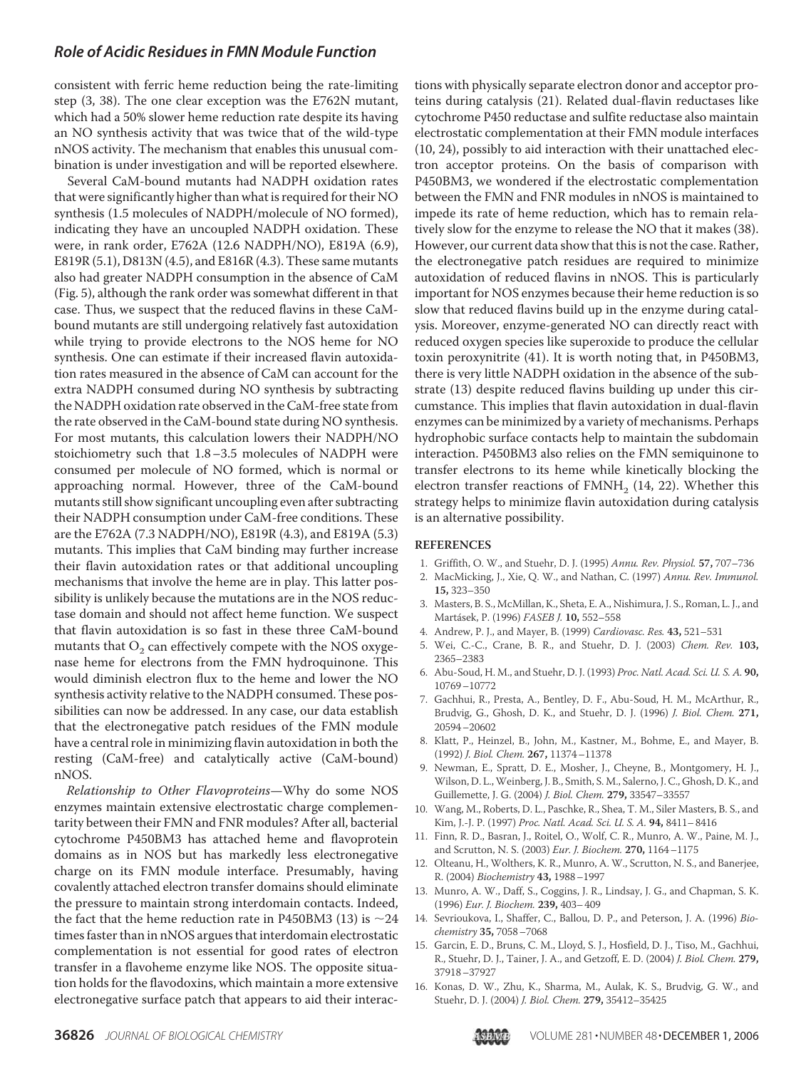consistent with ferric heme reduction being the rate-limiting step (3, 38). The one clear exception was the E762N mutant, which had a 50% slower heme reduction rate despite its having an NO synthesis activity that was twice that of the wild-type nNOS activity. The mechanism that enables this unusual combination is under investigation and will be reported elsewhere.

Several CaM-bound mutants had NADPH oxidation rates that were significantly higher than what is required for their NO synthesis (1.5 molecules of NADPH/molecule of NO formed), indicating they have an uncoupled NADPH oxidation. These were, in rank order, E762A (12.6 NADPH/NO), E819A (6.9), E819R (5.1), D813N (4.5), and E816R (4.3). These same mutants also had greater NADPH consumption in the absence of CaM (Fig. 5), although the rank order was somewhat different in that case. Thus, we suspect that the reduced flavins in these CaM-bound mutants are still undergoing relatively fast autoxidation while trying to provide electrons to the NOS heme for NO synthesis. One can estimate if their increased flavin autoxidation rates measured in the absence of CaM can account for the extra NADPH consumed during NO synthesis by subtracting the NADPH oxidation rate observed in the CaM-free state from the rate observed in the CaM-bound state during NO synthesis. For most mutants, this calculation lowers their NADPH/NO stoichiometry such that 1.8–3.5 molecules of NADPH were consumed per molecule of NO formed, which is normal or approaching normal. However, three of the CaM-bound mutants still show significant uncoupling even after subtracting their NADPH consumption under CaM-free conditions. These are the E762A (7.3 NADPH/NO), E819R (4.3), and E819A (5.3) mutants. This implies that CaM binding may further increase their flavin autoxidation rates or that additional uncoupling mechanisms that involve the heme are in play. This latter possibility is unlikely because the mutations are in the NOS reductase domain and should not affect heme function. We suspect that flavin autoxidation is so fast in these three CaM-bound mutants that $O_2$ can effectively compete with the NOS oxygenase heme for electrons from the FMN hydroquinone. This would diminish electron flux to the heme and lower the NO synthesis activity relative to the NADPH consumed. These possibilities can now be addressed. In any case, our data establish that the electronegative patch residues of the FMN module have a central role in minimizing flavin autoxidation in both the resting (CaM-free) and catalytically active (CaM-bound) nNOS.

*Relationship to Other Flavoproteins*—Why do some NOS enzymes maintain extensive electrostatic charge complementarity between their FMN and FNR modules? After all, bacterial cytochrome P450BM3 has attached heme and flavoprotein domains as in NOS but has markedly less electronegative charge on its FMN module interface. Presumably, having covalently attached electron transfer domains should eliminate the pressure to maintain strong interdomain contacts. Indeed, the fact that the heme reduction rate in P450BM3 (13) is ~24 times faster than in nNOS argues that interdomain electrostatic complementation is not essential for good rates of electron transfer in a flavoheme enzyme like NOS. The opposite situation holds for the flavodoxins, which maintain a more extensive electronegative surface patch that appears to aid their interactions with physically separate electron donor and acceptor proteins during catalysis (21). Related dual-flavin reductases like cytochrome P450 reductase and sulfite reductase also maintain electrostatic complementation at their FMN module interfaces (10, 24), possibly to aid interaction with their unattached electron acceptor proteins. On the basis of comparison with P450BM3, we wondered if the electrostatic complementation between the FMN and FNR modules in nNOS is maintained to impede its rate of heme reduction, which has to remain relatively slow for the enzyme to release the NO that it makes (38). However, our current data show that this is not the case. Rather, the electronegative patch residues are required to minimize autoxidation of reduced flavins in nNOS. This is particularly important for NOS enzymes because their heme reduction is so slow that reduced flavins build up in the enzyme during catalysis. Moreover, enzyme-generated NO can directly react with reduced oxygen species like superoxide to produce the cellular toxin peroxynitrite (41). It is worth noting that, in P450BM3, there is very little NADPH oxidation in the absence of the substrate (13) despite reduced flavins building up under this circumstance. This implies that flavin autoxidation in dual-flavin enzymes can be minimized by a variety of mechanisms. Perhaps hydrophobic surface contacts help to maintain the subdomain interaction. P450BM3 also relies on the FMN semiquinone to transfer electrons to its heme while kinetically blocking the electron transfer reactions of $FMNH_2$ (14, 22). Whether this strategy helps to minimize flavin autoxidation during catalysis is an alternative possibility.

## REFERENCES

1. Griffith, O. W., and Stuehr, D. J. (1995) *Annu. Rev. Physiol.* **57,** 707–736
2. MacMicking, J., Xie, Q. W., and Nathan, C. (1997) *Annu. Rev. Immunol.* **15,** 323–350
3. Masters, B. S., McMillan, K., Sheta, E. A., Nishimura, J. S., Roman, L. J., and Martásek, P. (1996) *FASEB J.* **10,** 552–558
4. Andrew, P. J., and Mayer, B. (1999) *Cardiovasc. Res.* **43,** 521–531
5. Wei, C.-C., Crane, B. R., and Stuehr, D. J. (2003) *Chem. Rev.* **103,** 2365–2383
6. Abu-Soud, H. M., and Stuehr, D. J. (1993) *Proc. Natl. Acad. Sci. U. S. A.* **90,** 10769–10772
7. Gachhui, R., Presta, A., Bentley, D. F., Abu-Soud, H. M., McArthur, R., Brudvig, G., Ghosh, D. K., and Stuehr, D. J. (1996) *J. Biol. Chem.* **271,** 20594–20602
8. Klatt, P., Heinzel, B., John, M., Kastner, M., Bohme, E., and Mayer, B. (1992) *J. Biol. Chem.* **267,** 11374–11378
9. Newman, E., Spratt, D. E., Mosher, J., Cheyne, B., Montgomery, H. J., Wilson, D. L., Weinberg, J. B., Smith, S. M., Salerno, J. C., Ghosh, D. K., and Guillemette, J. G. (2004) *J. Biol. Chem.* **279,** 33547–33557
10. Wang, M., Roberts, D. L., Paschke, R., Shea, T. M., Siler Masters, B. S., and Kim, J.-J. P. (1997) *Proc. Natl. Acad. Sci. U. S. A.* **94,** 8411–8416
11. Finn, R. D., Basran, J., Roitel, O., Wolf, C. R., Munro, A. W., Paine, M. J., and Scrutton, N. S. (2003) *Eur. J. Biochem.* **270,** 1164–1175
12. Olteanu, H., Wolthers, K. R., Munro, A. W., Scrutton, N. S., and Banerjee, R. (2004) *Biochemistry* **43,** 1988–1997
13. Munro, A. W., Daff, S., Coggins, J. R., Lindsay, J. G., and Chapman, S. K. (1996) *Eur. J. Biochem.* **239,** 403–409
14. Sevrioukova, I., Shaffer, C., Ballou, D. P., and Peterson, J. A. (1996) *Biochemistry* **35,** 7058–7068
15. Garcin, E. D., Bruns, C. M., Lloyd, S. J., Hosfield, D. J., Tiso, M., Gachhui, R., Stuehr, D. J., Tainer, J. A., and Getzoff, E. D. (2004) *J. Biol. Chem.* **279,** 37918–37927
16. Konas, D. W., Zhu, K., Sharma, M., Aulak, K. S., Brudvig, G. W., and Stuehr, D. J. (2004) *J. Biol. Chem.* **279,** 35412–35425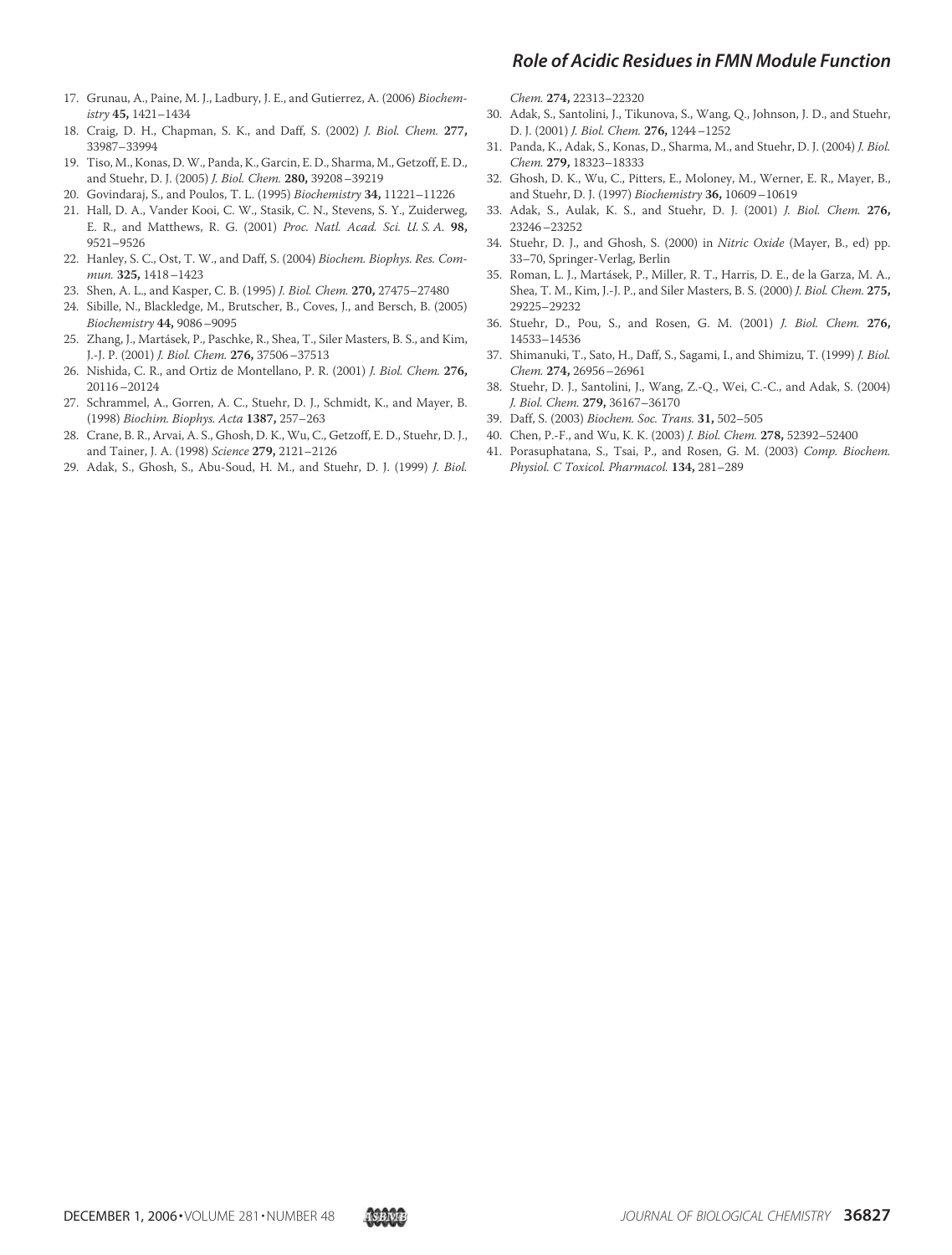17. Grunau, A., Paine, M. J., Ladbury, J. E., and Gutierrez, A. (2006) *Biochemistry* **45,** 1421–1434
18. Craig, D. H., Chapman, S. K., and Daff, S. (2002) *J. Biol. Chem.* **277,** 33987–33994
19. Tiso, M., Konas, D. W., Panda, K., Garcin, E. D., Sharma, M., Getzoff, E. D., and Stuehr, D. J. (2005) *J. Biol. Chem.* **280,** 39208–39219
20. Govindaraj, S., and Poulos, T. L. (1995) *Biochemistry* **34,** 11221–11226
21. Hall, D. A., Vander Kooi, C. W., Stasik, C. N., Stevens, S. Y., Zuiderweg, E. R., and Matthews, R. G. (2001) *Proc. Natl. Acad. Sci. U. S. A.* **98,** 9521–9526
22. Hanley, S. C., Ost, T. W., and Daff, S. (2004) *Biochem. Biophys. Res. Commun.* **325,** 1418–1423
23. Shen, A. L., and Kasper, C. B. (1995) *J. Biol. Chem.* **270,** 27475–27480
24. Sibille, N., Blackledge, M., Brutscher, B., Coves, J., and Bersch, B. (2005) *Biochemistry* **44,** 9086–9095
25. Zhang, J., Martásek, P., Paschke, R., Shea, T., Siler Masters, B. S., and Kim, J.-J. P. (2001) *J. Biol. Chem.* **276,** 37506–37513
26. Nishida, C. R., and Ortiz de Montellano, P. R. (2001) *J. Biol. Chem.* **276,** 20116–20124
27. Schrammel, A., Gorren, A. C., Stuehr, D. J., Schmidt, K., and Mayer, B. (1998) *Biochim. Biophys. Acta* **1387,** 257–263
28. Crane, B. R., Arvai, A. S., Ghosh, D. K., Wu, C., Getzoff, E. D., Stuehr, D. J., and Tainer, J. A. (1998) *Science* **279,** 2121–2126
29. Adak, S., Ghosh, S., Abu-Soud, H. M., and Stuehr, D. J. (1999) *J. Biol. Chem.* **274,** 22313–22320
30. Adak, S., Santolini, J., Tikunova, S., Wang, Q., Johnson, J. D., and Stuehr, D. J. (2001) *J. Biol. Chem.* **276,** 1244–1252
31. Panda, K., Adak, S., Konas, D., Sharma, M., and Stuehr, D. J. (2004) *J. Biol. Chem.* **279,** 18323–18333
32. Ghosh, D. K., Wu, C., Pitters, E., Moloney, M., Werner, E. R., Mayer, B., and Stuehr, D. J. (1997) *Biochemistry* **36,** 10609–10619
33. Adak, S., Aulak, K. S., and Stuehr, D. J. (2001) *J. Biol. Chem.* **276,** 23246–23252
34. Stuehr, D. J., and Ghosh, S. (2000) in *Nitric Oxide* (Mayer, B., ed) pp. 33–70, Springer-Verlag, Berlin
35. Roman, L. J., Martásek, P., Miller, R. T., Harris, D. E., de la Garza, M. A., Shea, T. M., Kim, J.-J. P., and Siler Masters, B. S. (2000) *J. Biol. Chem.* **275,** 29225–29232
36. Stuehr, D., Pou, S., and Rosen, G. M. (2001) *J. Biol. Chem.* **276,** 14533–14536
37. Shimanuki, T., Sato, H., Daff, S., Sagami, I., and Shimizu, T. (1999) *J. Biol. Chem.* **274,** 26956–26961
38. Stuehr, D. J., Santolini, J., Wang, Z.-Q., Wei, C.-C., and Adak, S. (2004) *J. Biol. Chem.* **279,** 36167–36170
39. Daff, S. (2003) *Biochem. Soc. Trans.* **31,** 502–505
40. Chen, P.-F., and Wu, K. K. (2003) *J. Biol. Chem.* **278,** 52392–52400
41. Porasuphatana, S., Tsai, P., and Rosen, G. M. (2003) *Comp. Biochem. Physiol. C Toxicol. Pharmacol.* **134,** 281–289